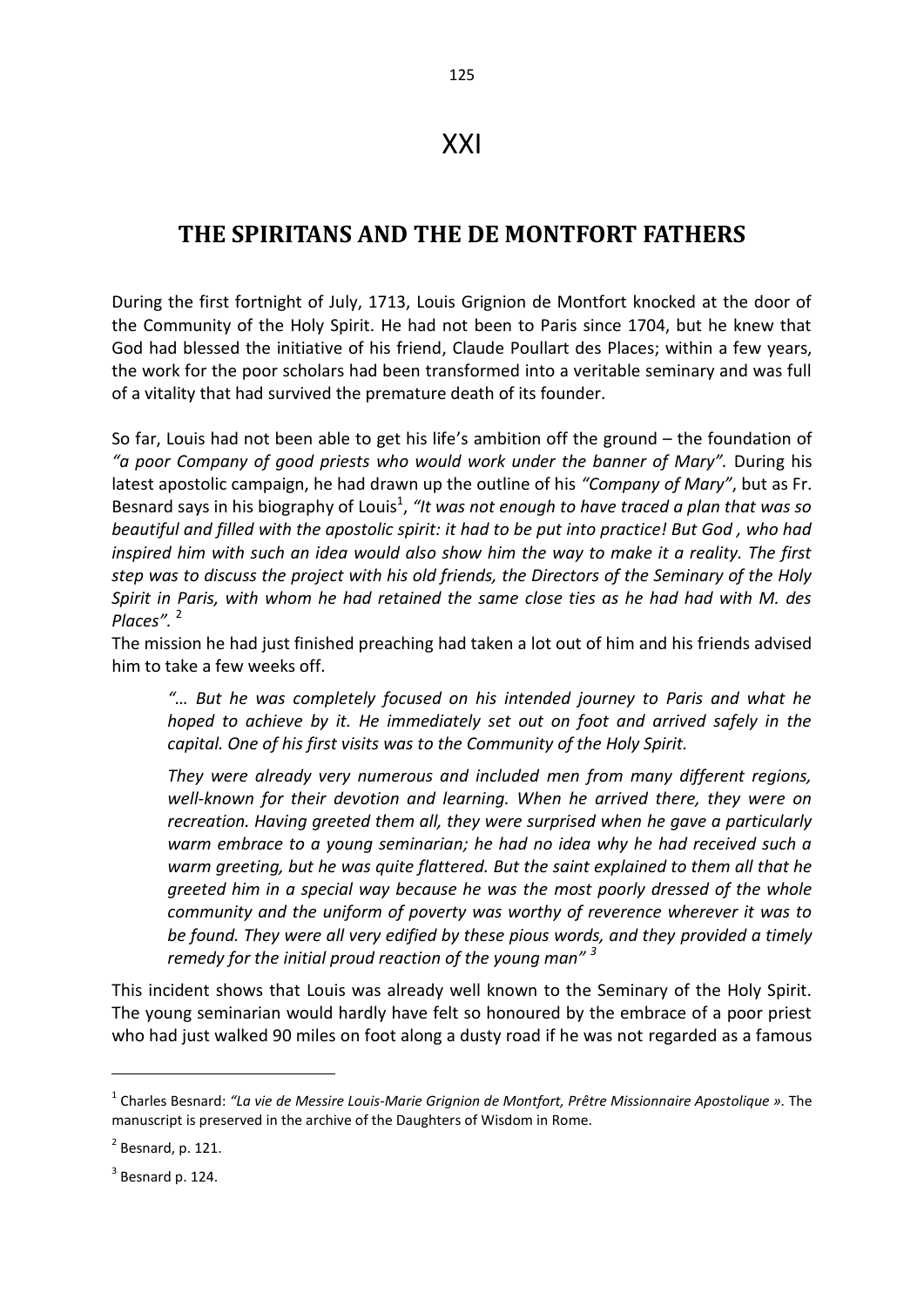# XXI

## THE SPIRITANS AND THE DE MONTFORT FATHERS

During the first fortnight of July, 1713, Louis Grignion de Montfort knocked at the door of the Community of the Holy Spirit. He had not been to Paris since 1704, but he knew that God had blessed the initiative of his friend, Claude Poullart des Places; within a few years, the work for the poor scholars had been transformed into a veritable seminary and was full of a vitality that had survived the premature death of its founder.

So far, Louis had not been able to get his life's ambition off the ground – the foundation of *"a poor Company of good priests who would work under the banner of Mary".* During his latest apostolic campaign, he had drawn up the outline of his *"Company of Mary"*, but as Fr. Besnard says in his biography of Louis[1], *"It was not enough to have traced a plan that was so beautiful and filled with the apostolic spirit: it had to be put into practice! But God , who had inspired him with such an idea would also show him the way to make it a reality. The first step was to discuss the project with his old friends, the Directors of the Seminary of the Holy Spirit in Paris, with whom he had retained the same close ties as he had had with M. des Places".* [2]

The mission he had just finished preaching had taken a lot out of him and his friends advised him to take a few weeks off.

> *"… But he was completely focused on his intended journey to Paris and what he hoped to achieve by it. He immediately set out on foot and arrived safely in the capital. One of his first visits was to the Community of the Holy Spirit.*
>
> *They were already very numerous and included men from many different regions, well-known for their devotion and learning. When he arrived there, they were on recreation. Having greeted them all, they were surprised when he gave a particularly warm embrace to a young seminarian; he had no idea why he had received such a warm greeting, but he was quite flattered. But the saint explained to them all that he greeted him in a special way because he was the most poorly dressed of the whole community and the uniform of poverty was worthy of reverence wherever it was to be found. They were all very edified by these pious words, and they provided a timely remedy for the initial proud reaction of the young man"* [3]

This incident shows that Louis was already well known to the Seminary of the Holy Spirit. The young seminarian would hardly have felt so honoured by the embrace of a poor priest who had just walked 90 miles on foot along a dusty road if he was not regarded as a famous

---

[1] Charles Besnard: *"La vie de Messire Louis-Marie Grignion de Montfort, Prêtre Missionnaire Apostolique ».* The manuscript is preserved in the archive of the Daughters of Wisdom in Rome.

[2] Besnard, p. 121.

[3] Besnard p. 124.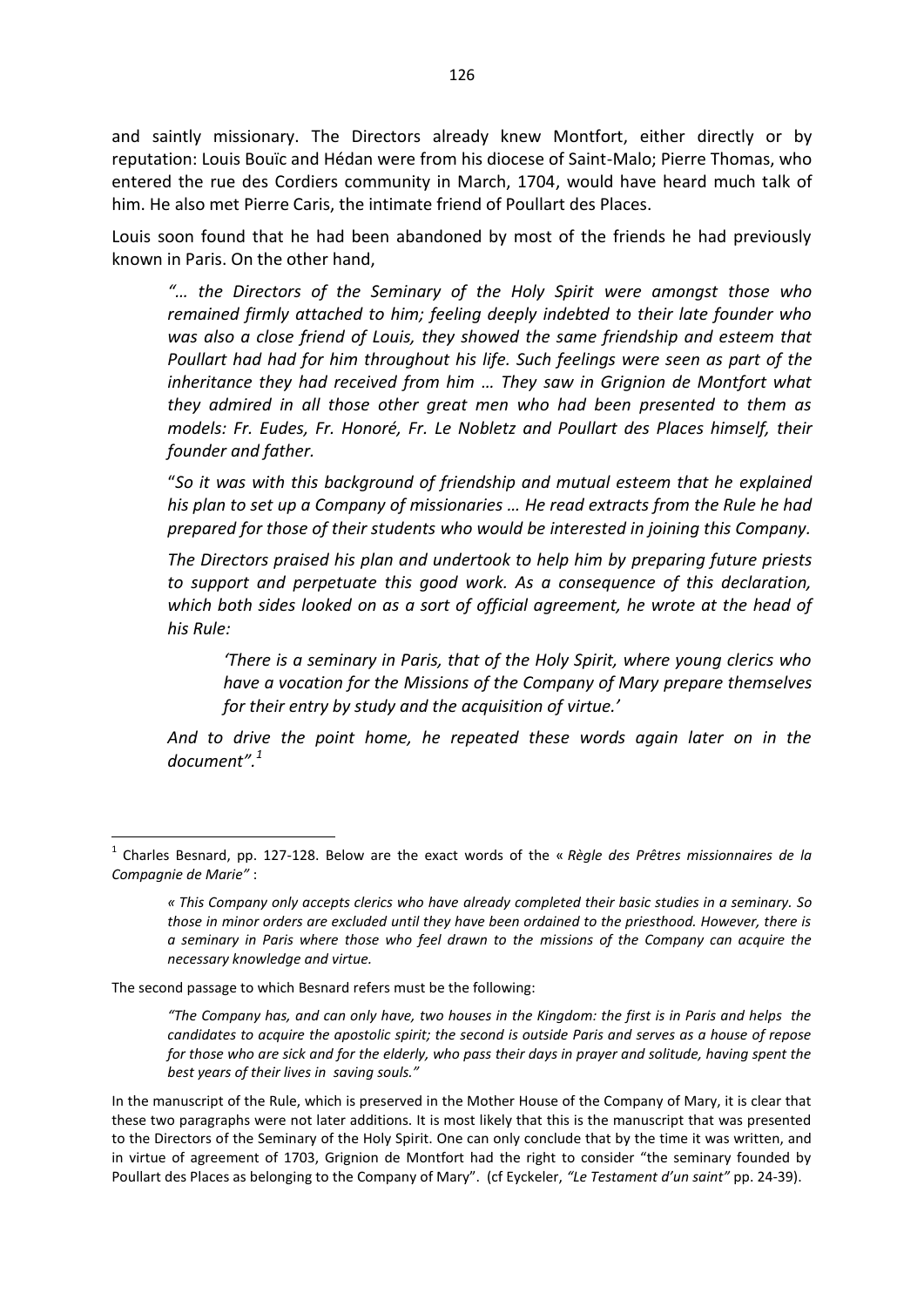and saintly missionary. The Directors already knew Montfort, either directly or by reputation: Louis Bouïc and Hédan were from his diocese of Saint-Malo; Pierre Thomas, who entered the rue des Cordiers community in March, 1704, would have heard much talk of him. He also met Pierre Caris, the intimate friend of Poullart des Places.

Louis soon found that he had been abandoned by most of the friends he had previously known in Paris. On the other hand,

> *"… the Directors of the Seminary of the Holy Spirit were amongst those who remained firmly attached to him; feeling deeply indebted to their late founder who was also a close friend of Louis, they showed the same friendship and esteem that Poullart had had for him throughout his life. Such feelings were seen as part of the inheritance they had received from him … They saw in Grignion de Montfort what they admired in all those other great men who had been presented to them as models: Fr. Eudes, Fr. Honoré, Fr. Le Nobletz and Poullart des Places himself, their founder and father.*
>
> "*So it was with this background of friendship and mutual esteem that he explained his plan to set up a Company of missionaries … He read extracts from the Rule he had prepared for those of their students who would be interested in joining this Company.*
>
> *The Directors praised his plan and undertook to help him by preparing future priests to support and perpetuate this good work. As a consequence of this declaration, which both sides looked on as a sort of official agreement, he wrote at the head of his Rule:*
>
> > *'There is a seminary in Paris, that of the Holy Spirit, where young clerics who have a vocation for the Missions of the Company of Mary prepare themselves for their entry by study and the acquisition of virtue.'*
>
> *And to drive the point home, he repeated these words again later on in the document".*[1]

---

[1] Charles Besnard, pp. 127-128. Below are the exact words of the « *Règle des Prêtres missionnaires de la Compagnie de Marie"* :

> *« This Company only accepts clerics who have already completed their basic studies in a seminary. So those in minor orders are excluded until they have been ordained to the priesthood. However, there is a seminary in Paris where those who feel drawn to the missions of the Company can acquire the necessary knowledge and virtue.*

The second passage to which Besnard refers must be the following:

> *"The Company has, and can only have, two houses in the Kingdom: the first is in Paris and helps the candidates to acquire the apostolic spirit; the second is outside Paris and serves as a house of repose for those who are sick and for the elderly, who pass their days in prayer and solitude, having spent the best years of their lives in saving souls."*

In the manuscript of the Rule, which is preserved in the Mother House of the Company of Mary, it is clear that these two paragraphs were not later additions. It is most likely that this is the manuscript that was presented to the Directors of the Seminary of the Holy Spirit. One can only conclude that by the time it was written, and in virtue of agreement of 1703, Grignion de Montfort had the right to consider "the seminary founded by Poullart des Places as belonging to the Company of Mary". (cf Eyckeler, *"Le Testament d'un saint"* pp. 24-39).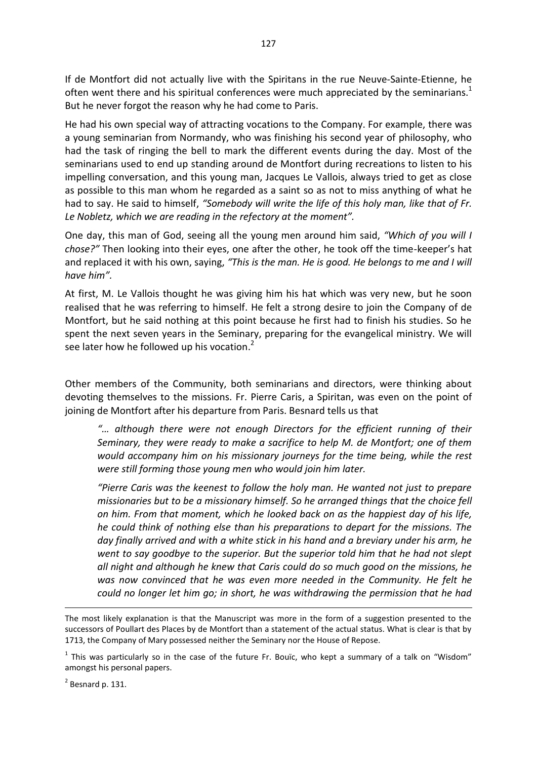If de Montfort did not actually live with the Spiritans in the rue Neuve-Sainte-Etienne, he often went there and his spiritual conferences were much appreciated by the seminarians.[1] But he never forgot the reason why he had come to Paris.

He had his own special way of attracting vocations to the Company. For example, there was a young seminarian from Normandy, who was finishing his second year of philosophy, who had the task of ringing the bell to mark the different events during the day. Most of the seminarians used to end up standing around de Montfort during recreations to listen to his impelling conversation, and this young man, Jacques Le Vallois, always tried to get as close as possible to this man whom he regarded as a saint so as not to miss anything of what he had to say. He said to himself, *"Somebody will write the life of this holy man, like that of Fr. Le Nobletz, which we are reading in the refectory at the moment".*

One day, this man of God, seeing all the young men around him said, *"Which of you will I chose?"* Then looking into their eyes, one after the other, he took off the time-keeper's hat and replaced it with his own, saying, *"This is the man. He is good. He belongs to me and I will have him".*

At first, M. Le Vallois thought he was giving him his hat which was very new, but he soon realised that he was referring to himself. He felt a strong desire to join the Company of de Montfort, but he said nothing at this point because he first had to finish his studies. So he spent the next seven years in the Seminary, preparing for the evangelical ministry. We will see later how he followed up his vocation.[2]

Other members of the Community, both seminarians and directors, were thinking about devoting themselves to the missions. Fr. Pierre Caris, a Spiritan, was even on the point of joining de Montfort after his departure from Paris. Besnard tells us that

> *"… although there were not enough Directors for the efficient running of their Seminary, they were ready to make a sacrifice to help M. de Montfort; one of them would accompany him on his missionary journeys for the time being, while the rest were still forming those young men who would join him later.*
>
> *"Pierre Caris was the keenest to follow the holy man. He wanted not just to prepare missionaries but to be a missionary himself. So he arranged things that the choice fell on him. From that moment, which he looked back on as the happiest day of his life, he could think of nothing else than his preparations to depart for the missions. The day finally arrived and with a white stick in his hand and a breviary under his arm, he went to say goodbye to the superior. But the superior told him that he had not slept all night and although he knew that Caris could do so much good on the missions, he was now convinced that he was even more needed in the Community. He felt he could no longer let him go; in short, he was withdrawing the permission that he had*

---

The most likely explanation is that the Manuscript was more in the form of a suggestion presented to the successors of Poullart des Places by de Montfort than a statement of the actual status. What is clear is that by 1713, the Company of Mary possessed neither the Seminary nor the House of Repose.

[1] This was particularly so in the case of the future Fr. Bouïc, who kept a summary of a talk on "Wisdom" amongst his personal papers.

[2] Besnard p. 131.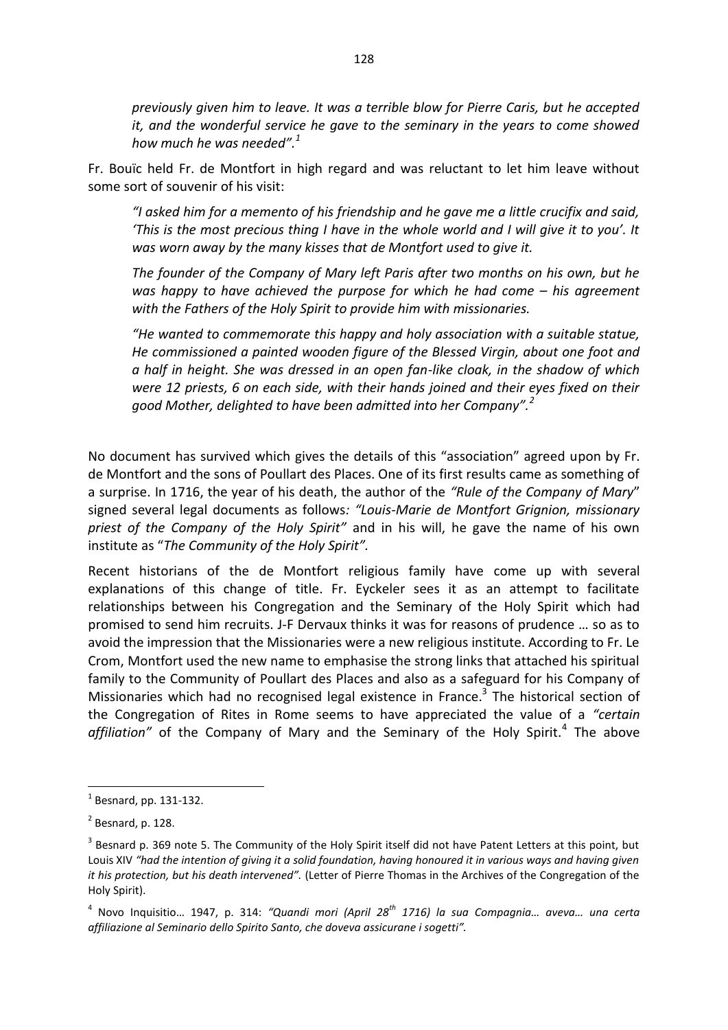*previously given him to leave. It was a terrible blow for Pierre Caris, but he accepted it, and the wonderful service he gave to the seminary in the years to come showed how much he was needed".*[1]

Fr. Bouïc held Fr. de Montfort in high regard and was reluctant to let him leave without some sort of souvenir of his visit:

> *"I asked him for a memento of his friendship and he gave me a little crucifix and said, 'This is the most precious thing I have in the whole world and I will give it to you'. It was worn away by the many kisses that de Montfort used to give it.*
>
> *The founder of the Company of Mary left Paris after two months on his own, but he was happy to have achieved the purpose for which he had come – his agreement with the Fathers of the Holy Spirit to provide him with missionaries.*
>
> *"He wanted to commemorate this happy and holy association with a suitable statue, He commissioned a painted wooden figure of the Blessed Virgin, about one foot and a half in height. She was dressed in an open fan-like cloak, in the shadow of which were 12 priests, 6 on each side, with their hands joined and their eyes fixed on their good Mother, delighted to have been admitted into her Company".*[2]

No document has survived which gives the details of this "association" agreed upon by Fr. de Montfort and the sons of Poullart des Places. One of its first results came as something of a surprise. In 1716, the year of his death, the author of the *"Rule of the Company of Mary*" signed several legal documents as follows*: "Louis-Marie de Montfort Grignion, missionary priest of the Company of the Holy Spirit"* and in his will, he gave the name of his own institute as "*The Community of the Holy Spirit".*

Recent historians of the de Montfort religious family have come up with several explanations of this change of title. Fr. Eyckeler sees it as an attempt to facilitate relationships between his Congregation and the Seminary of the Holy Spirit which had promised to send him recruits. J-F Dervaux thinks it was for reasons of prudence … so as to avoid the impression that the Missionaries were a new religious institute. According to Fr. Le Crom, Montfort used the new name to emphasise the strong links that attached his spiritual family to the Community of Poullart des Places and also as a safeguard for his Company of Missionaries which had no recognised legal existence in France.[3] The historical section of the Congregation of Rites in Rome seems to have appreciated the value of a *"certain affiliation"* of the Company of Mary and the Seminary of the Holy Spirit.[4] The above

---

[1] Besnard, pp. 131-132.

[2] Besnard, p. 128.

[3] Besnard p. 369 note 5. The Community of the Holy Spirit itself did not have Patent Letters at this point, but Louis XIV *"had the intention of giving it a solid foundation, having honoured it in various ways and having given it his protection, but his death intervened".* (Letter of Pierre Thomas in the Archives of the Congregation of the Holy Spirit).

[4] Novo Inquisitio… 1947, p. 314: *"Quandi mori (April 28th 1716) la sua Compagnia… aveva… una certa affiliazione al Seminario dello Spirito Santo, che doveva assicurane i sogetti".*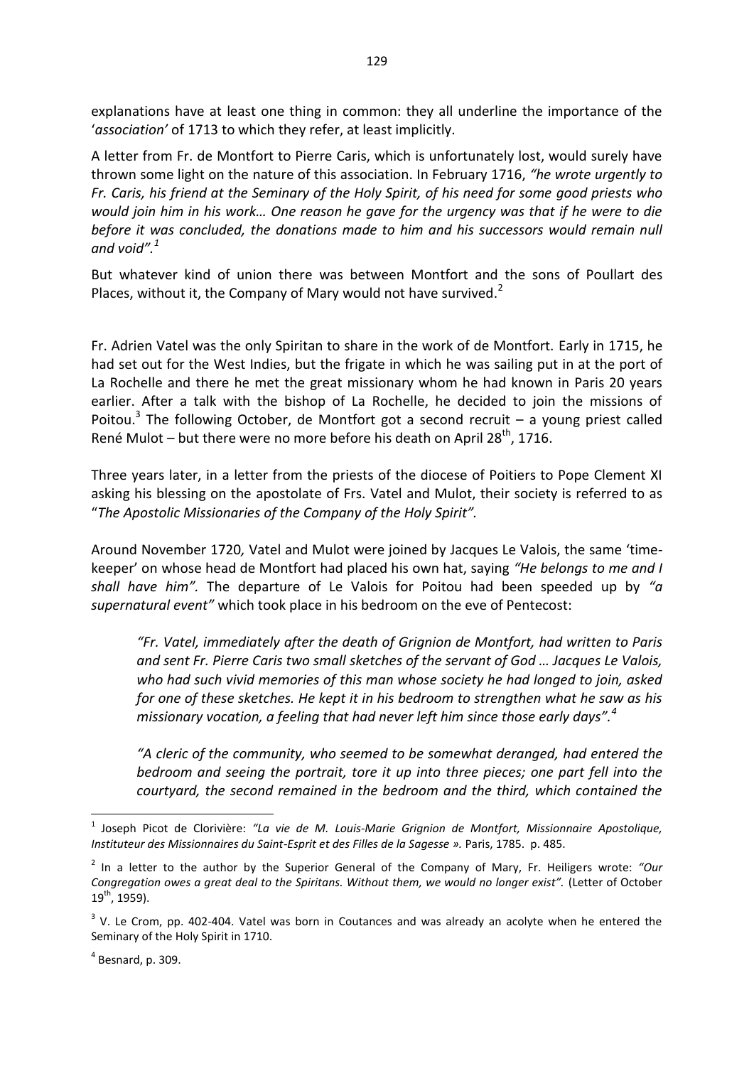explanations have at least one thing in common: they all underline the importance of the '*association'* of 1713 to which they refer, at least implicitly.

A letter from Fr. de Montfort to Pierre Caris, which is unfortunately lost, would surely have thrown some light on the nature of this association. In February 1716, *"he wrote urgently to Fr. Caris, his friend at the Seminary of the Holy Spirit, of his need for some good priests who would join him in his work… One reason he gave for the urgency was that if he were to die before it was concluded, the donations made to him and his successors would remain null and void".*[1]

But whatever kind of union there was between Montfort and the sons of Poullart des Places, without it, the Company of Mary would not have survived.[2]

Fr. Adrien Vatel was the only Spiritan to share in the work of de Montfort. Early in 1715, he had set out for the West Indies, but the frigate in which he was sailing put in at the port of La Rochelle and there he met the great missionary whom he had known in Paris 20 years earlier. After a talk with the bishop of La Rochelle, he decided to join the missions of Poitou.[3] The following October, de Montfort got a second recruit – a young priest called René Mulot – but there were no more before his death on April 28th, 1716.

Three years later, in a letter from the priests of the diocese of Poitiers to Pope Clement XI asking his blessing on the apostolate of Frs. Vatel and Mulot, their society is referred to as "*The Apostolic Missionaries of the Company of the Holy Spirit".*

Around November 1720*,* Vatel and Mulot were joined by Jacques Le Valois, the same 'time-keeper' on whose head de Montfort had placed his own hat, saying *"He belongs to me and I shall have him".* The departure of Le Valois for Poitou had been speeded up by *"a supernatural event"* which took place in his bedroom on the eve of Pentecost:

> *"Fr. Vatel, immediately after the death of Grignion de Montfort, had written to Paris and sent Fr. Pierre Caris two small sketches of the servant of God … Jacques Le Valois, who had such vivid memories of this man whose society he had longed to join, asked for one of these sketches. He kept it in his bedroom to strengthen what he saw as his missionary vocation, a feeling that had never left him since those early days".*[4]

> *"A cleric of the community, who seemed to be somewhat deranged, had entered the bedroom and seeing the portrait, tore it up into three pieces; one part fell into the courtyard, the second remained in the bedroom and the third, which contained the*

---

[1] Joseph Picot de Clorivière: *"La vie de M. Louis-Marie Grignion de Montfort, Missionnaire Apostolique, Instituteur des Missionnaires du Saint-Esprit et des Filles de la Sagesse ».* Paris, 1785. p. 485.

[2] In a letter to the author by the Superior General of the Company of Mary, Fr. Heiligers wrote: *"Our Congregation owes a great deal to the Spiritans. Without them, we would no longer exist".* (Letter of October 19th, 1959).

[3] V. Le Crom, pp. 402-404. Vatel was born in Coutances and was already an acolyte when he entered the Seminary of the Holy Spirit in 1710.

[4] Besnard, p. 309.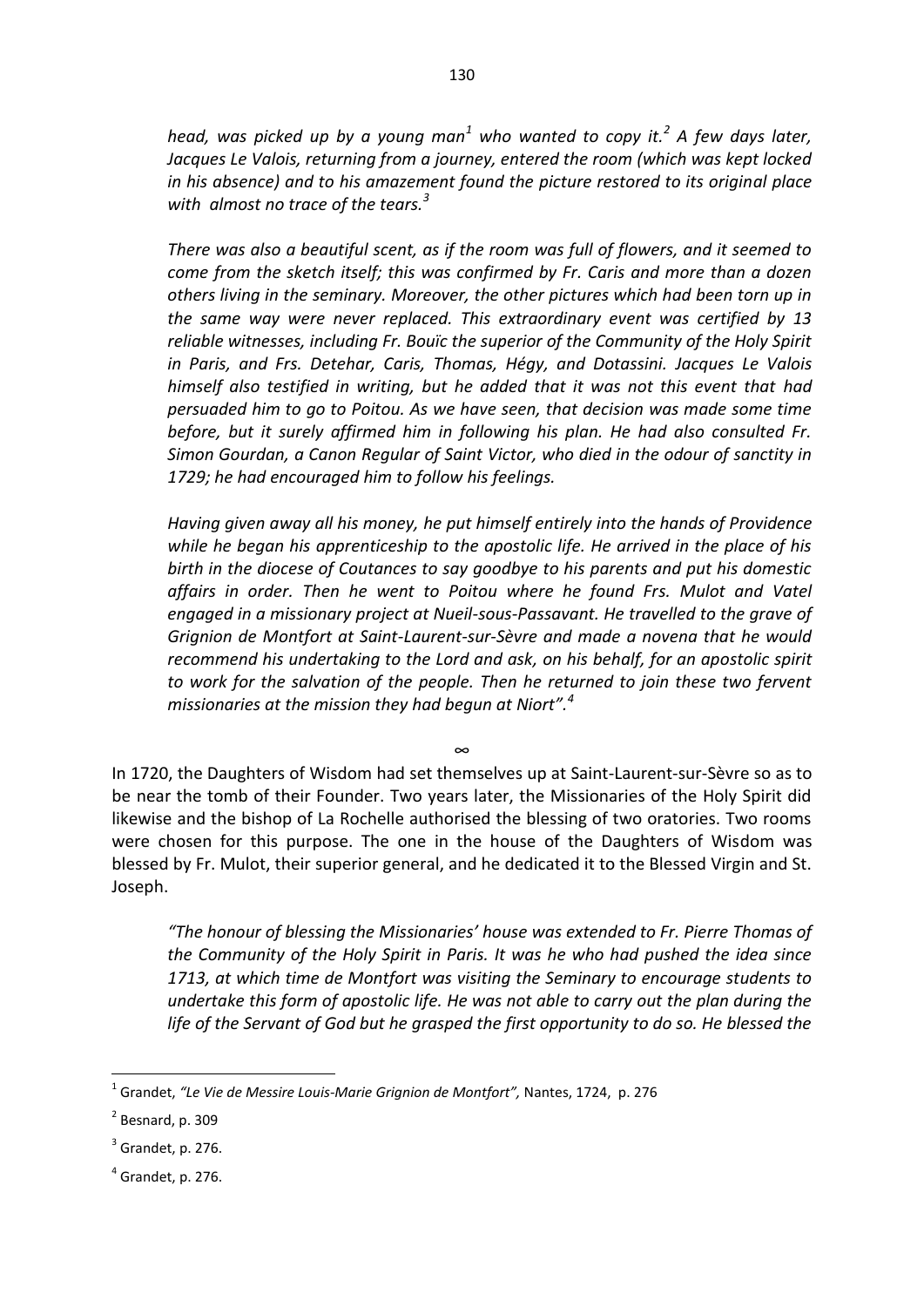*head, was picked up by a young man*[1] *who wanted to copy it.*[2] *A few days later, Jacques Le Valois, returning from a journey, entered the room (which was kept locked in his absence) and to his amazement found the picture restored to its original place with almost no trace of the tears.*[3]

*There was also a beautiful scent, as if the room was full of flowers, and it seemed to come from the sketch itself; this was confirmed by Fr. Caris and more than a dozen others living in the seminary. Moreover, the other pictures which had been torn up in the same way were never replaced. This extraordinary event was certified by 13 reliable witnesses, including Fr. Bouïc the superior of the Community of the Holy Spirit in Paris, and Frs. Detehar, Caris, Thomas, Hégy, and Dotassini. Jacques Le Valois himself also testified in writing, but he added that it was not this event that had persuaded him to go to Poitou. As we have seen, that decision was made some time before, but it surely affirmed him in following his plan. He had also consulted Fr. Simon Gourdan, a Canon Regular of Saint Victor, who died in the odour of sanctity in 1729; he had encouraged him to follow his feelings.*

*Having given away all his money, he put himself entirely into the hands of Providence while he began his apprenticeship to the apostolic life. He arrived in the place of his birth in the diocese of Coutances to say goodbye to his parents and put his domestic affairs in order. Then he went to Poitou where he found Frs. Mulot and Vatel engaged in a missionary project at Nueil-sous-Passavant. He travelled to the grave of Grignion de Montfort at Saint-Laurent-sur-Sèvre and made a novena that he would recommend his undertaking to the Lord and ask, on his behalf, for an apostolic spirit to work for the salvation of the people. Then he returned to join these two fervent missionaries at the mission they had begun at Niort".*[4]

∞

In 1720, the Daughters of Wisdom had set themselves up at Saint-Laurent-sur-Sèvre so as to be near the tomb of their Founder. Two years later, the Missionaries of the Holy Spirit did likewise and the bishop of La Rochelle authorised the blessing of two oratories. Two rooms were chosen for this purpose. The one in the house of the Daughters of Wisdom was blessed by Fr. Mulot, their superior general, and he dedicated it to the Blessed Virgin and St. Joseph.

*"The honour of blessing the Missionaries' house was extended to Fr. Pierre Thomas of the Community of the Holy Spirit in Paris. It was he who had pushed the idea since 1713, at which time de Montfort was visiting the Seminary to encourage students to undertake this form of apostolic life. He was not able to carry out the plan during the life of the Servant of God but he grasped the first opportunity to do so. He blessed the*

---

[1] Grandet, *"Le Vie de Messire Louis-Marie Grignion de Montfort",* Nantes, 1724, p. 276

[2] Besnard, p. 309

[3] Grandet, p. 276.

[4] Grandet, p. 276.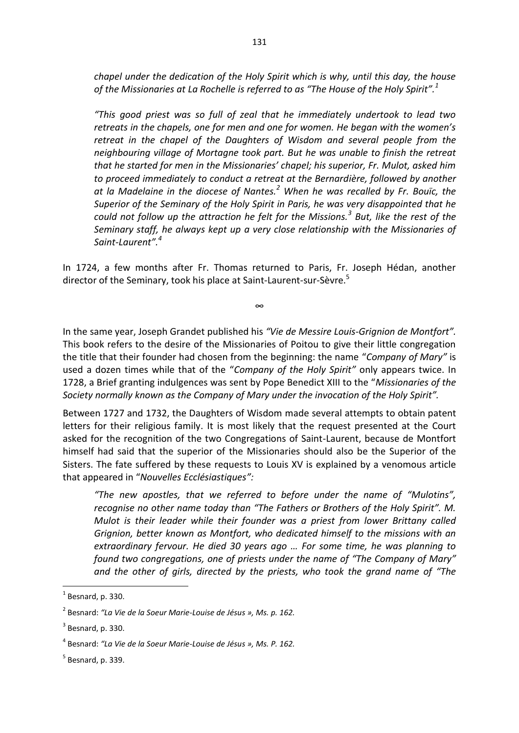*chapel under the dedication of the Holy Spirit which is why, until this day, the house of the Missionaries at La Rochelle is referred to as "The House of the Holy Spirit".*[1]

> *"This good priest was so full of zeal that he immediately undertook to lead two retreats in the chapels, one for men and one for women. He began with the women's retreat in the chapel of the Daughters of Wisdom and several people from the neighbouring village of Mortagne took part. But he was unable to finish the retreat that he started for men in the Missionaries' chapel; his superior, Fr. Mulot, asked him to proceed immediately to conduct a retreat at the Bernardière, followed by another at la Madelaine in the diocese of Nantes.*[2] *When he was recalled by Fr. Bouïc, the Superior of the Seminary of the Holy Spirit in Paris, he was very disappointed that he could not follow up the attraction he felt for the Missions.*[3] *But, like the rest of the Seminary staff, he always kept up a very close relationship with the Missionaries of Saint-Laurent".*[4]

In 1724, a few months after Fr. Thomas returned to Paris, Fr. Joseph Hédan, another director of the Seminary, took his place at Saint-Laurent-sur-Sèvre.[5]

∞

In the same year, Joseph Grandet published his *"Vie de Messire Louis-Grignion de Montfort"*. This book refers to the desire of the Missionaries of Poitou to give their little congregation the title that their founder had chosen from the beginning: the name "*Company of Mary"* is used a dozen times while that of the "*Company of the Holy Spirit"* only appears twice. In 1728, a Brief granting indulgences was sent by Pope Benedict XIII to the "*Missionaries of the Society normally known as the Company of Mary under the invocation of the Holy Spirit".*

Between 1727 and 1732, the Daughters of Wisdom made several attempts to obtain patent letters for their religious family. It is most likely that the request presented at the Court asked for the recognition of the two Congregations of Saint-Laurent, because de Montfort himself had said that the superior of the Missionaries should also be the Superior of the Sisters. The fate suffered by these requests to Louis XV is explained by a venomous article that appeared in "*Nouvelles Ecclésiastiques":*

> *"The new apostles, that we referred to before under the name of "Mulotins", recognise no other name today than "The Fathers or Brothers of the Holy Spirit". M. Mulot is their leader while their founder was a priest from lower Brittany called Grignion, better known as Montfort, who dedicated himself to the missions with an extraordinary fervour. He died 30 years ago … For some time, he was planning to found two congregations, one of priests under the name of "The Company of Mary" and the other of girls, directed by the priests, who took the grand name of "The*

---

[1] Besnard, p. 330.

[2] Besnard: *"La Vie de la Soeur Marie-Louise de Jésus », Ms. p. 162.*

[3] Besnard, p. 330.

[4] Besnard: *"La Vie de la Soeur Marie-Louise de Jésus », Ms. P. 162.*

[5] Besnard, p. 339.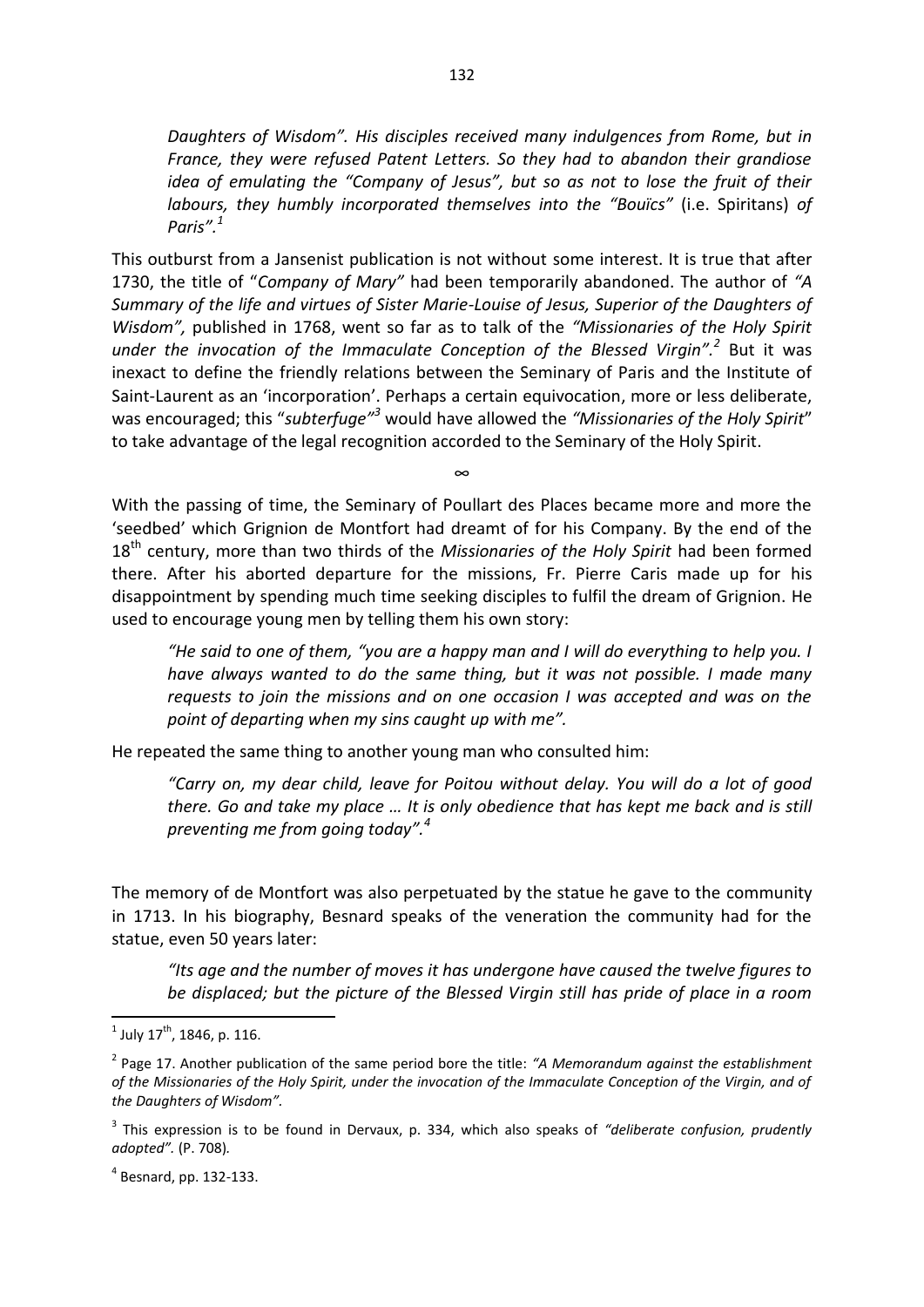> *Daughters of Wisdom". His disciples received many indulgences from Rome, but in France, they were refused Patent Letters. So they had to abandon their grandiose idea of emulating the "Company of Jesus", but so as not to lose the fruit of their labours, they humbly incorporated themselves into the "Bouïcs"* (i.e. Spiritans) *of Paris".*[1]

This outburst from a Jansenist publication is not without some interest. It is true that after 1730, the title of "*Company of Mary"* had been temporarily abandoned. The author of *"A Summary of the life and virtues of Sister Marie-Louise of Jesus, Superior of the Daughters of Wisdom",* published in 1768, went so far as to talk of the *"Missionaries of the Holy Spirit under the invocation of the Immaculate Conception of the Blessed Virgin".*[2] But it was inexact to define the friendly relations between the Seminary of Paris and the Institute of Saint-Laurent as an 'incorporation'. Perhaps a certain equivocation, more or less deliberate, was encouraged; this "*subterfuge"*[3] would have allowed the *"Missionaries of the Holy Spirit*" to take advantage of the legal recognition accorded to the Seminary of the Holy Spirit.

∞

With the passing of time, the Seminary of Poullart des Places became more and more the 'seedbed' which Grignion de Montfort had dreamt of for his Company. By the end of the 18th century, more than two thirds of the *Missionaries of the Holy Spirit* had been formed there. After his aborted departure for the missions, Fr. Pierre Caris made up for his disappointment by spending much time seeking disciples to fulfil the dream of Grignion. He used to encourage young men by telling them his own story:

> *"He said to one of them, "you are a happy man and I will do everything to help you. I have always wanted to do the same thing, but it was not possible. I made many requests to join the missions and on one occasion I was accepted and was on the point of departing when my sins caught up with me".*

He repeated the same thing to another young man who consulted him:

> *"Carry on, my dear child, leave for Poitou without delay. You will do a lot of good there. Go and take my place … It is only obedience that has kept me back and is still preventing me from going today".*[4]

The memory of de Montfort was also perpetuated by the statue he gave to the community in 1713. In his biography, Besnard speaks of the veneration the community had for the statue, even 50 years later:

> *"Its age and the number of moves it has undergone have caused the twelve figures to be displaced; but the picture of the Blessed Virgin still has pride of place in a room*

---

[1] July 17th, 1846, p. 116.

[2] Page 17. Another publication of the same period bore the title: *"A Memorandum against the establishment of the Missionaries of the Holy Spirit, under the invocation of the Immaculate Conception of the Virgin, and of the Daughters of Wisdom".*

[3] This expression is to be found in Dervaux, p. 334, which also speaks of *"deliberate confusion, prudently adopted".* (P. 708).

[4] Besnard, pp. 132-133.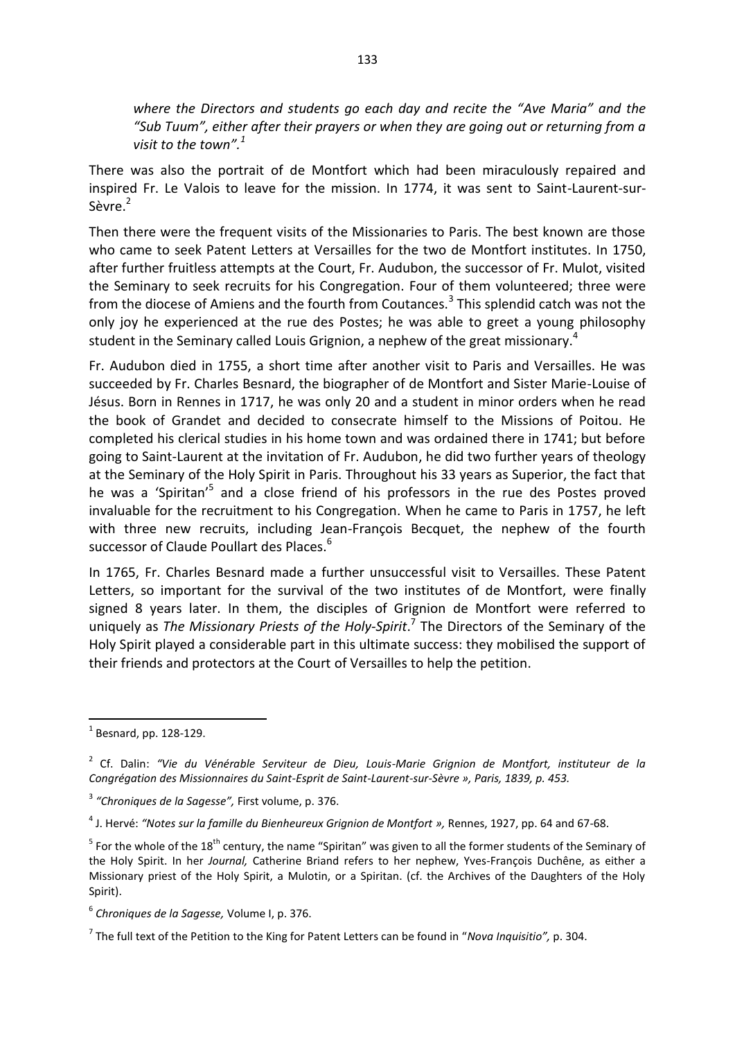*where the Directors and students go each day and recite the "Ave Maria" and the "Sub Tuum", either after their prayers or when they are going out or returning from a visit to the town".*[1]

There was also the portrait of de Montfort which had been miraculously repaired and inspired Fr. Le Valois to leave for the mission. In 1774, it was sent to Saint-Laurent-sur-Sèvre.[2]

Then there were the frequent visits of the Missionaries to Paris. The best known are those who came to seek Patent Letters at Versailles for the two de Montfort institutes. In 1750, after further fruitless attempts at the Court, Fr. Audubon, the successor of Fr. Mulot, visited the Seminary to seek recruits for his Congregation. Four of them volunteered; three were from the diocese of Amiens and the fourth from Coutances.[3] This splendid catch was not the only joy he experienced at the rue des Postes; he was able to greet a young philosophy student in the Seminary called Louis Grignion, a nephew of the great missionary.[4]

Fr. Audubon died in 1755, a short time after another visit to Paris and Versailles. He was succeeded by Fr. Charles Besnard, the biographer of de Montfort and Sister Marie-Louise of Jésus. Born in Rennes in 1717, he was only 20 and a student in minor orders when he read the book of Grandet and decided to consecrate himself to the Missions of Poitou. He completed his clerical studies in his home town and was ordained there in 1741; but before going to Saint-Laurent at the invitation of Fr. Audubon, he did two further years of theology at the Seminary of the Holy Spirit in Paris. Throughout his 33 years as Superior, the fact that he was a 'Spiritan'[5] and a close friend of his professors in the rue des Postes proved invaluable for the recruitment to his Congregation. When he came to Paris in 1757, he left with three new recruits, including Jean-François Becquet, the nephew of the fourth successor of Claude Poullart des Places.[6]

In 1765, Fr. Charles Besnard made a further unsuccessful visit to Versailles. These Patent Letters, so important for the survival of the two institutes of de Montfort, were finally signed 8 years later. In them, the disciples of Grignion de Montfort were referred to uniquely as *The Missionary Priests of the Holy-Spirit*.[7] The Directors of the Seminary of the Holy Spirit played a considerable part in this ultimate success: they mobilised the support of their friends and protectors at the Court of Versailles to help the petition.

---

[1] Besnard, pp. 128-129.

[2] Cf. Dalin: *"Vie du Vénérable Serviteur de Dieu, Louis-Marie Grignion de Montfort, instituteur de la Congrégation des Missionnaires du Saint-Esprit de Saint-Laurent-sur-Sèvre », Paris, 1839, p. 453.*

[3] *"Chroniques de la Sagesse",* First volume, p. 376.

[4] J. Hervé: *"Notes sur la famille du Bienheureux Grignion de Montfort »,* Rennes, 1927, pp. 64 and 67-68.

[5] For the whole of the 18th century, the name "Spiritan" was given to all the former students of the Seminary of the Holy Spirit. In her *Journal,* Catherine Briand refers to her nephew, Yves-François Duchêne, as either a Missionary priest of the Holy Spirit, a Mulotin, or a Spiritan. (cf. the Archives of the Daughters of the Holy Spirit).

[6] *Chroniques de la Sagesse,* Volume I, p. 376.

[7] The full text of the Petition to the King for Patent Letters can be found in "*Nova Inquisitio",* p. 304.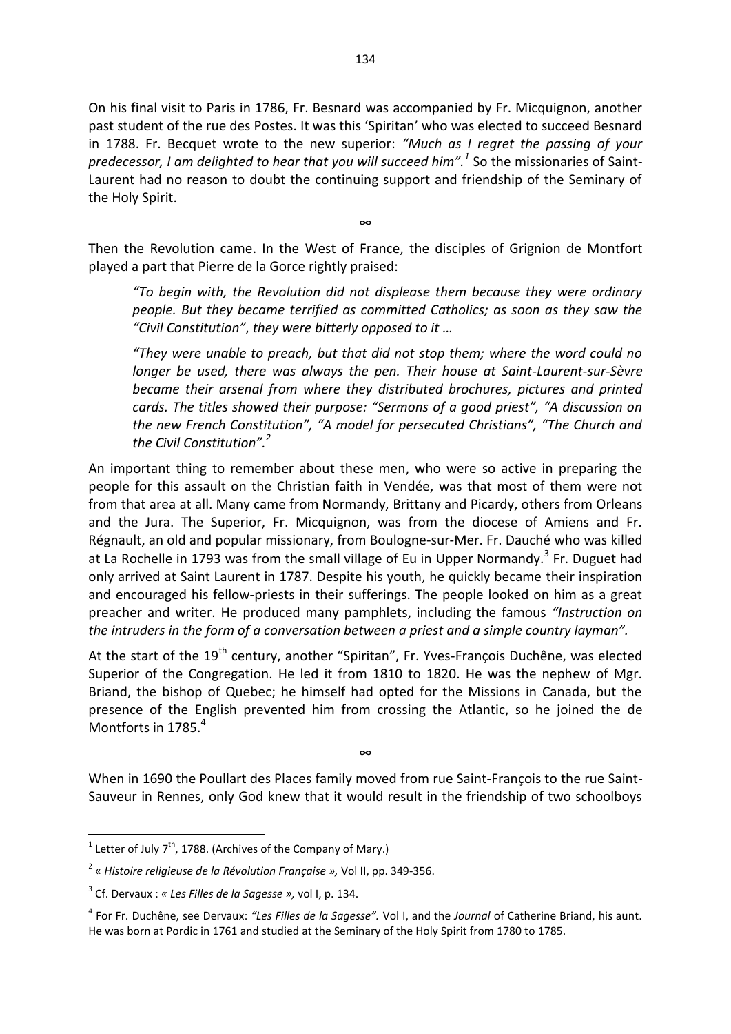On his final visit to Paris in 1786, Fr. Besnard was accompanied by Fr. Micquignon, another past student of the rue des Postes. It was this 'Spiritan' who was elected to succeed Besnard in 1788. Fr. Becquet wrote to the new superior: *"Much as I regret the passing of your predecessor, I am delighted to hear that you will succeed him".*[1] So the missionaries of Saint-Laurent had no reason to doubt the continuing support and friendship of the Seminary of the Holy Spirit.

∞

Then the Revolution came. In the West of France, the disciples of Grignion de Montfort played a part that Pierre de la Gorce rightly praised:

> *"To begin with, the Revolution did not displease them because they were ordinary people. But they became terrified as committed Catholics; as soon as they saw the "Civil Constitution", they were bitterly opposed to it …*
>
> *"They were unable to preach, but that did not stop them; where the word could no longer be used, there was always the pen. Their house at Saint-Laurent-sur-Sèvre became their arsenal from where they distributed brochures, pictures and printed cards. The titles showed their purpose: "Sermons of a good priest", "A discussion on the new French Constitution", "A model for persecuted Christians", "The Church and the Civil Constitution".*[2]

An important thing to remember about these men, who were so active in preparing the people for this assault on the Christian faith in Vendée, was that most of them were not from that area at all. Many came from Normandy, Brittany and Picardy, others from Orleans and the Jura. The Superior, Fr. Micquignon, was from the diocese of Amiens and Fr. Régnault, an old and popular missionary, from Boulogne-sur-Mer. Fr. Dauché who was killed at La Rochelle in 1793 was from the small village of Eu in Upper Normandy.[3] Fr. Duguet had only arrived at Saint Laurent in 1787. Despite his youth, he quickly became their inspiration and encouraged his fellow-priests in their sufferings. The people looked on him as a great preacher and writer. He produced many pamphlets, including the famous *"Instruction on the intruders in the form of a conversation between a priest and a simple country layman".*

At the start of the 19th century, another "Spiritan", Fr. Yves-François Duchêne, was elected Superior of the Congregation. He led it from 1810 to 1820. He was the nephew of Mgr. Briand, the bishop of Quebec; he himself had opted for the Missions in Canada, but the presence of the English prevented him from crossing the Atlantic, so he joined the de Montforts in 1785.[4]

∞

When in 1690 the Poullart des Places family moved from rue Saint-François to the rue Saint-Sauveur in Rennes, only God knew that it would result in the friendship of two schoolboys

---

[1] Letter of July 7th, 1788. (Archives of the Company of Mary.)

[2] « *Histoire religieuse de la Révolution Française »,* Vol II, pp. 349-356.

[3] Cf. Dervaux : *« Les Filles de la Sagesse »,* vol I, p. 134.

[4] For Fr. Duchêne, see Dervaux: *"Les Filles de la Sagesse".* Vol I, and the *Journal* of Catherine Briand, his aunt. He was born at Pordic in 1761 and studied at the Seminary of the Holy Spirit from 1780 to 1785.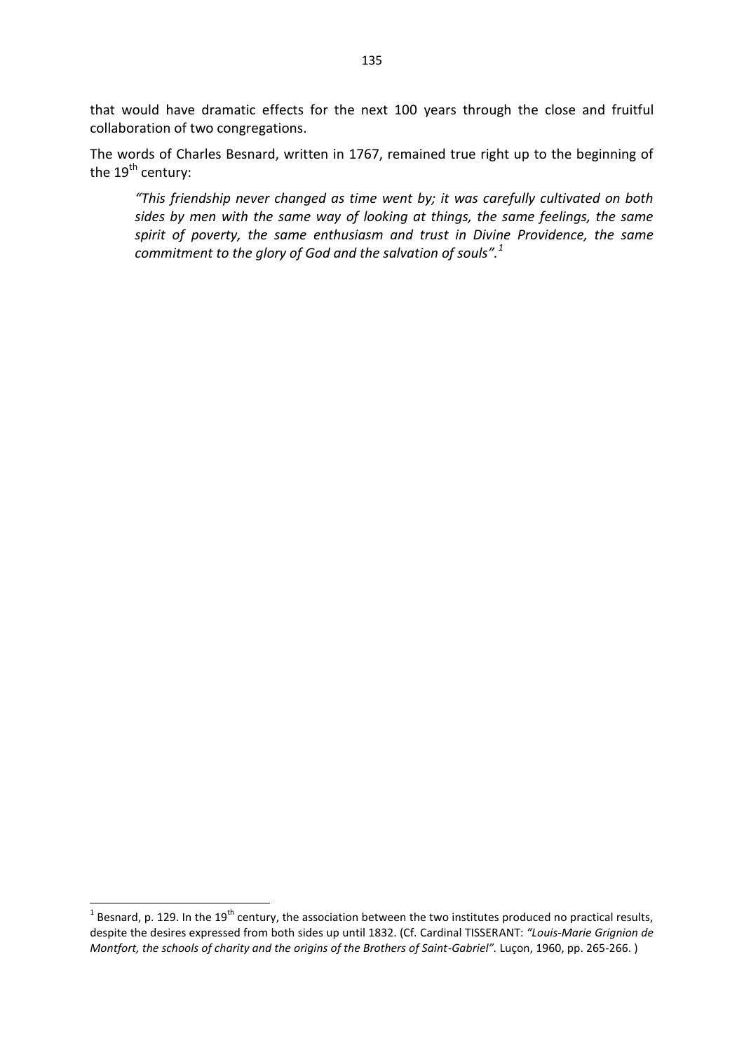that would have dramatic effects for the next 100 years through the close and fruitful collaboration of two congregations.

The words of Charles Besnard, written in 1767, remained true right up to the beginning of the 19th century:

> *"This friendship never changed as time went by; it was carefully cultivated on both sides by men with the same way of looking at things, the same feelings, the same spirit of poverty, the same enthusiasm and trust in Divine Providence, the same commitment to the glory of God and the salvation of souls".*[1]

---

[1] Besnard, p. 129. In the 19th century, the association between the two institutes produced no practical results, despite the desires expressed from both sides up until 1832. (Cf. Cardinal TISSERANT: *"Louis-Marie Grignion de Montfort, the schools of charity and the origins of the Brothers of Saint-Gabriel".* Luçon, 1960, pp. 265-266. )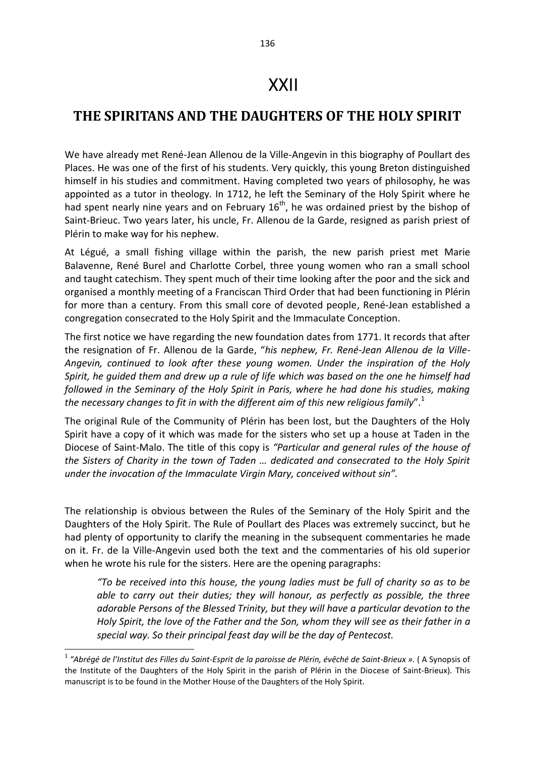# XXII

## THE SPIRITANS AND THE DAUGHTERS OF THE HOLY SPIRIT

We have already met René-Jean Allenou de la Ville-Angevin in this biography of Poullart des Places. He was one of the first of his students. Very quickly, this young Breton distinguished himself in his studies and commitment. Having completed two years of philosophy, he was appointed as a tutor in theology. In 1712, he left the Seminary of the Holy Spirit where he had spent nearly nine years and on February 16th, he was ordained priest by the bishop of Saint-Brieuc. Two years later, his uncle, Fr. Allenou de la Garde, resigned as parish priest of Plérin to make way for his nephew.

At Légué, a small fishing village within the parish, the new parish priest met Marie Balavenne, René Burel and Charlotte Corbel, three young women who ran a small school and taught catechism. They spent much of their time looking after the poor and the sick and organised a monthly meeting of a Franciscan Third Order that had been functioning in Plérin for more than a century. From this small core of devoted people, René-Jean established a congregation consecrated to the Holy Spirit and the Immaculate Conception.

The first notice we have regarding the new foundation dates from 1771. It records that after the resignation of Fr. Allenou de la Garde, "*his nephew, Fr. René-Jean Allenou de la Ville-Angevin, continued to look after these young women. Under the inspiration of the Holy Spirit, he guided them and drew up a rule of life which was based on the one he himself had followed in the Seminary of the Holy Spirit in Paris, where he had done his studies, making the necessary changes to fit in with the different aim of this new religious family*".[1]

The original Rule of the Community of Plérin has been lost, but the Daughters of the Holy Spirit have a copy of it which was made for the sisters who set up a house at Taden in the Diocese of Saint-Malo. The title of this copy is *"Particular and general rules of the house of the Sisters of Charity in the town of Taden … dedicated and consecrated to the Holy Spirit under the invocation of the Immaculate Virgin Mary, conceived without sin".*

The relationship is obvious between the Rules of the Seminary of the Holy Spirit and the Daughters of the Holy Spirit. The Rule of Poullart des Places was extremely succinct, but he had plenty of opportunity to clarify the meaning in the subsequent commentaries he made on it. Fr. de la Ville-Angevin used both the text and the commentaries of his old superior when he wrote his rule for the sisters. Here are the opening paragraphs:

> *"To be received into this house, the young ladies must be full of charity so as to be able to carry out their duties; they will honour, as perfectly as possible, the three adorable Persons of the Blessed Trinity, but they will have a particular devotion to the Holy Spirit, the love of the Father and the Son, whom they will see as their father in a special way. So their principal feast day will be the day of Pentecost.*

[1] *"Abrégé de l'Institut des Filles du Saint-Esprit de la paroisse de Plérin, évêché de Saint-Brieux ».* ( A Synopsis of the Institute of the Daughters of the Holy Spirit in the parish of Plérin in the Diocese of Saint-Brieux). This manuscript is to be found in the Mother House of the Daughters of the Holy Spirit.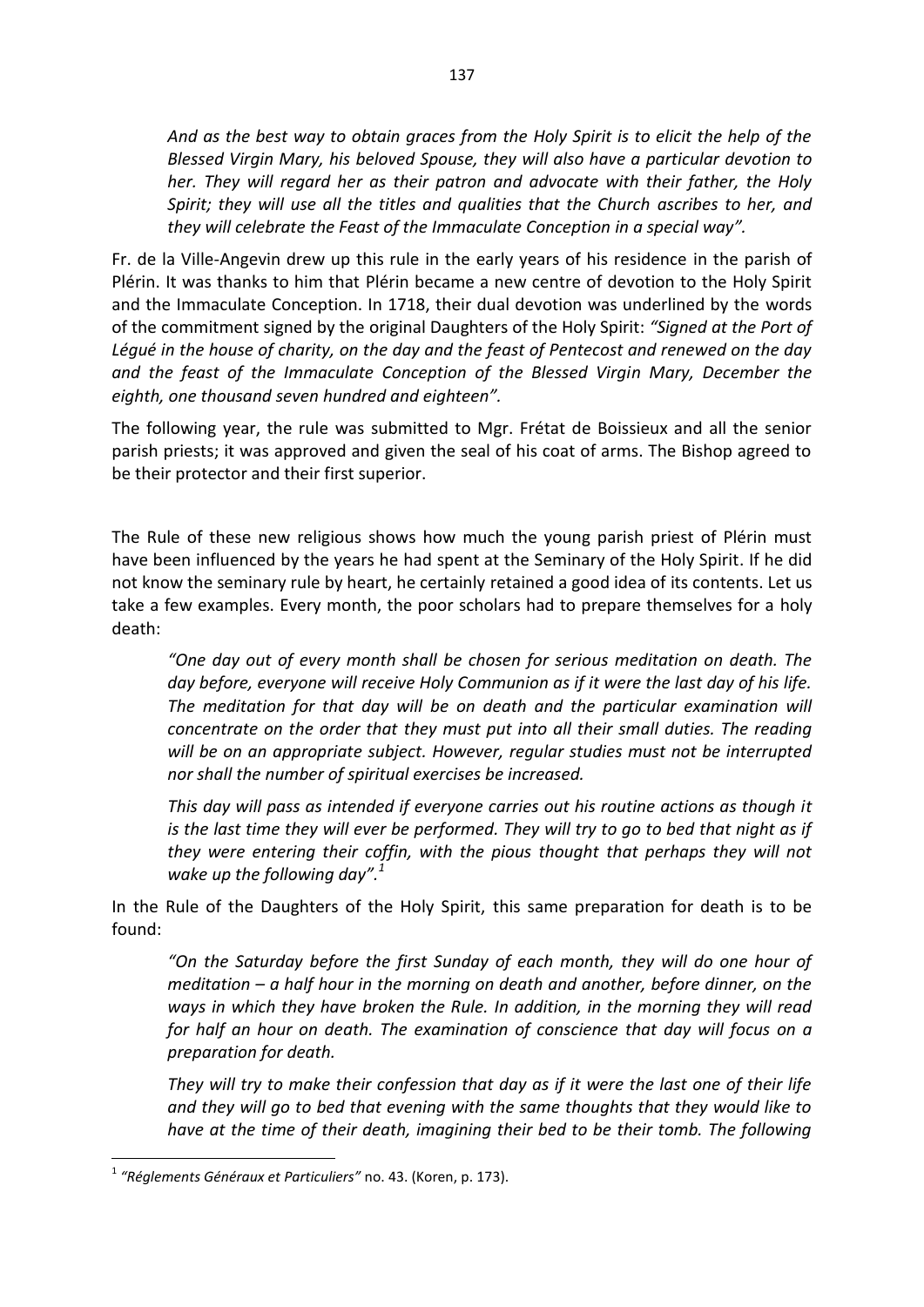*And as the best way to obtain graces from the Holy Spirit is to elicit the help of the Blessed Virgin Mary, his beloved Spouse, they will also have a particular devotion to her. They will regard her as their patron and advocate with their father, the Holy Spirit; they will use all the titles and qualities that the Church ascribes to her, and they will celebrate the Feast of the Immaculate Conception in a special way".*

Fr. de la Ville-Angevin drew up this rule in the early years of his residence in the parish of Plérin. It was thanks to him that Plérin became a new centre of devotion to the Holy Spirit and the Immaculate Conception. In 1718, their dual devotion was underlined by the words of the commitment signed by the original Daughters of the Holy Spirit: *"Signed at the Port of Légué in the house of charity, on the day and the feast of Pentecost and renewed on the day and the feast of the Immaculate Conception of the Blessed Virgin Mary, December the eighth, one thousand seven hundred and eighteen".*

The following year, the rule was submitted to Mgr. Frétat de Boissieux and all the senior parish priests; it was approved and given the seal of his coat of arms. The Bishop agreed to be their protector and their first superior.

The Rule of these new religious shows how much the young parish priest of Plérin must have been influenced by the years he had spent at the Seminary of the Holy Spirit. If he did not know the seminary rule by heart, he certainly retained a good idea of its contents. Let us take a few examples. Every month, the poor scholars had to prepare themselves for a holy death:

> *"One day out of every month shall be chosen for serious meditation on death. The day before, everyone will receive Holy Communion as if it were the last day of his life. The meditation for that day will be on death and the particular examination will concentrate on the order that they must put into all their small duties. The reading will be on an appropriate subject. However, regular studies must not be interrupted nor shall the number of spiritual exercises be increased.*
>
> *This day will pass as intended if everyone carries out his routine actions as though it is the last time they will ever be performed. They will try to go to bed that night as if they were entering their coffin, with the pious thought that perhaps they will not wake up the following day".*[1]

In the Rule of the Daughters of the Holy Spirit, this same preparation for death is to be found:

> *"On the Saturday before the first Sunday of each month, they will do one hour of meditation – a half hour in the morning on death and another, before dinner, on the ways in which they have broken the Rule. In addition, in the morning they will read for half an hour on death. The examination of conscience that day will focus on a preparation for death.*
>
> *They will try to make their confession that day as if it were the last one of their life and they will go to bed that evening with the same thoughts that they would like to have at the time of their death, imagining their bed to be their tomb. The following*

[1] *"Réglements Généraux et Particuliers"* no. 43. (Koren, p. 173).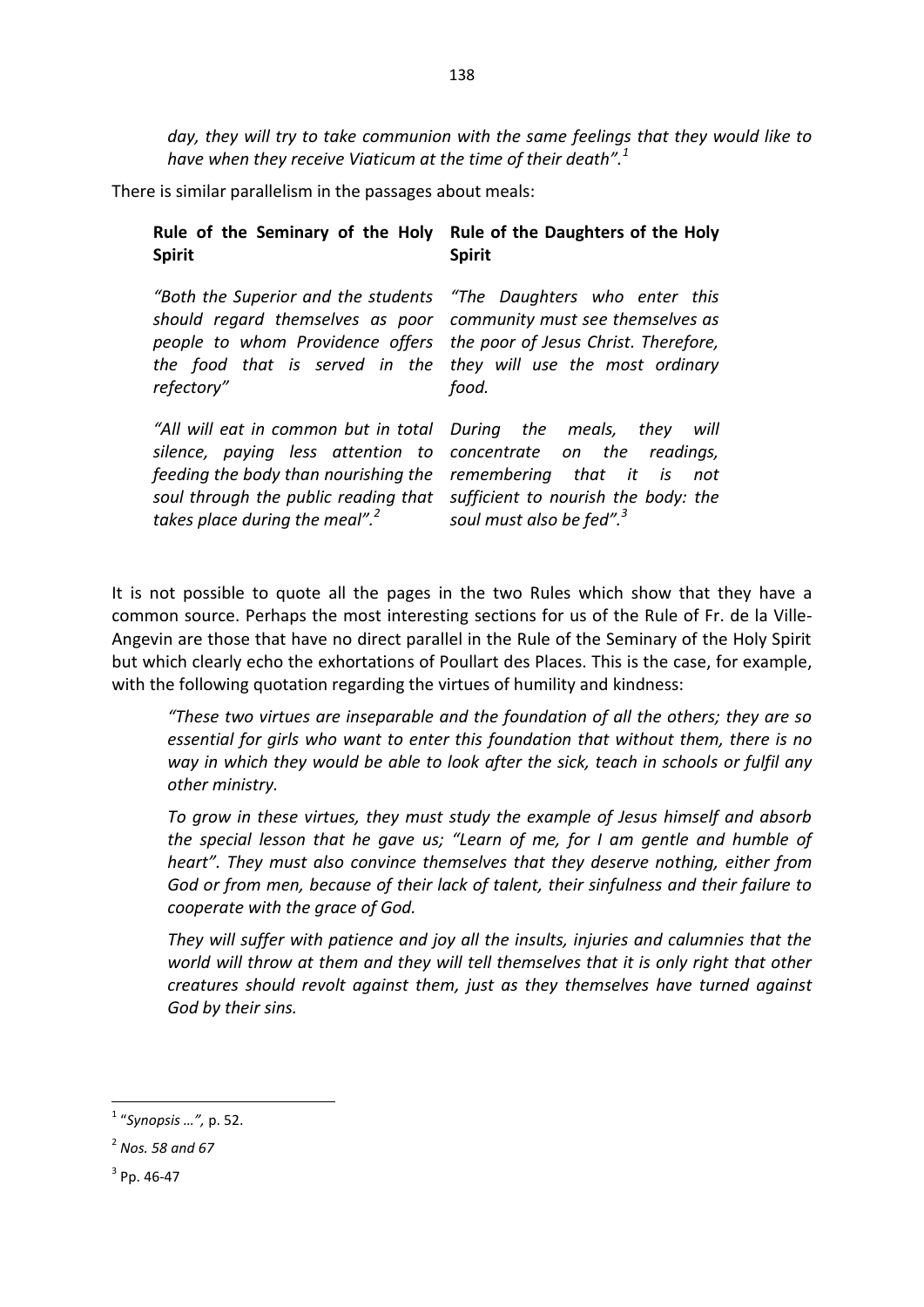*day, they will try to take communion with the same feelings that they would like to have when they receive Viaticum at the time of their death".*[1]

There is similar parallelism in the passages about meals:

| Rule of the Seminary of the Holy Spirit | Rule of the Daughters of the Holy Spirit |
|---|---|
| *"Both the Superior and the students should regard themselves as poor people to whom Providence offers the food that is served in the refectory"* | *"The Daughters who enter this community must see themselves as the poor of Jesus Christ. Therefore, they will use the most ordinary food.* |
| *"All will eat in common but in total silence, paying less attention to feeding the body than nourishing the soul through the public reading that takes place during the meal".*[2] | *During the meals, they will concentrate on the readings, remembering that it is not sufficient to nourish the body: the soul must also be fed".*[3] |

It is not possible to quote all the pages in the two Rules which show that they have a common source. Perhaps the most interesting sections for us of the Rule of Fr. de la Ville-Angevin are those that have no direct parallel in the Rule of the Seminary of the Holy Spirit but which clearly echo the exhortations of Poullart des Places. This is the case, for example, with the following quotation regarding the virtues of humility and kindness:

> *"These two virtues are inseparable and the foundation of all the others; they are so essential for girls who want to enter this foundation that without them, there is no way in which they would be able to look after the sick, teach in schools or fulfil any other ministry.*
>
> *To grow in these virtues, they must study the example of Jesus himself and absorb the special lesson that he gave us; "Learn of me, for I am gentle and humble of heart". They must also convince themselves that they deserve nothing, either from God or from men, because of their lack of talent, their sinfulness and their failure to cooperate with the grace of God.*
>
> *They will suffer with patience and joy all the insults, injuries and calumnies that the world will throw at them and they will tell themselves that it is only right that other creatures should revolt against them, just as they themselves have turned against God by their sins.*

---

[1] "*Synopsis …",* p. 52.

[2] *Nos. 58 and 67*

[3] Pp. 46-47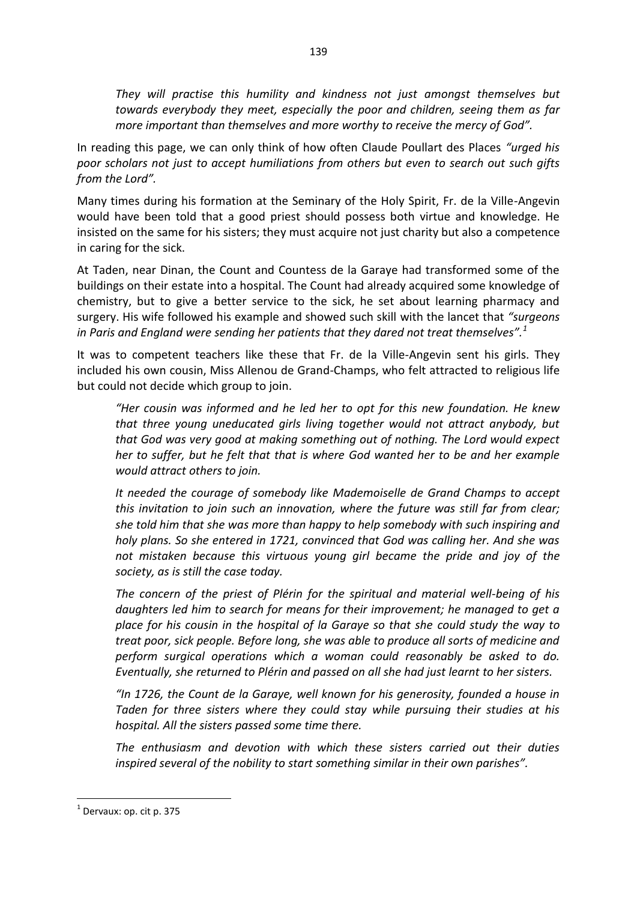*They will practise this humility and kindness not just amongst themselves but towards everybody they meet, especially the poor and children, seeing them as far more important than themselves and more worthy to receive the mercy of God".*

In reading this page, we can only think of how often Claude Poullart des Places *"urged his poor scholars not just to accept humiliations from others but even to search out such gifts from the Lord".*

Many times during his formation at the Seminary of the Holy Spirit, Fr. de la Ville-Angevin would have been told that a good priest should possess both virtue and knowledge. He insisted on the same for his sisters; they must acquire not just charity but also a competence in caring for the sick.

At Taden, near Dinan, the Count and Countess de la Garaye had transformed some of the buildings on their estate into a hospital. The Count had already acquired some knowledge of chemistry, but to give a better service to the sick, he set about learning pharmacy and surgery. His wife followed his example and showed such skill with the lancet that *"surgeons in Paris and England were sending her patients that they dared not treat themselves".*[1]

It was to competent teachers like these that Fr. de la Ville-Angevin sent his girls. They included his own cousin, Miss Allenou de Grand-Champs, who felt attracted to religious life but could not decide which group to join.

> *"Her cousin was informed and he led her to opt for this new foundation. He knew that three young uneducated girls living together would not attract anybody, but that God was very good at making something out of nothing. The Lord would expect her to suffer, but he felt that that is where God wanted her to be and her example would attract others to join.*
>
> *It needed the courage of somebody like Mademoiselle de Grand Champs to accept this invitation to join such an innovation, where the future was still far from clear; she told him that she was more than happy to help somebody with such inspiring and holy plans. So she entered in 1721, convinced that God was calling her. And she was not mistaken because this virtuous young girl became the pride and joy of the society, as is still the case today.*
>
> *The concern of the priest of Plérin for the spiritual and material well-being of his daughters led him to search for means for their improvement; he managed to get a place for his cousin in the hospital of la Garaye so that she could study the way to treat poor, sick people. Before long, she was able to produce all sorts of medicine and perform surgical operations which a woman could reasonably be asked to do. Eventually, she returned to Plérin and passed on all she had just learnt to her sisters.*
>
> *"In 1726, the Count de la Garaye, well known for his generosity, founded a house in Taden for three sisters where they could stay while pursuing their studies at his hospital. All the sisters passed some time there.*
>
> *The enthusiasm and devotion with which these sisters carried out their duties inspired several of the nobility to start something similar in their own parishes".*

---

[1] Dervaux: op. cit p. 375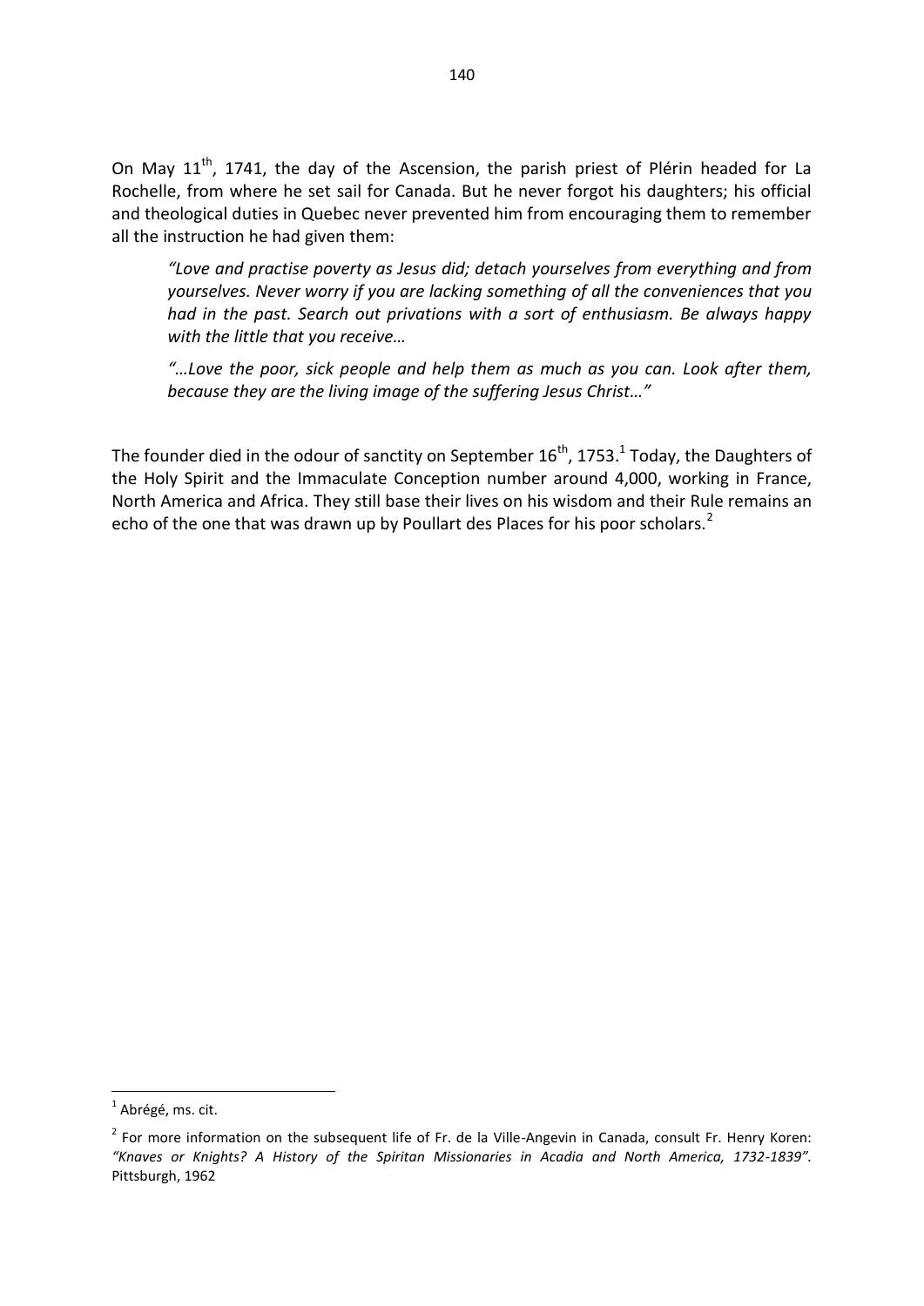On May 11th, 1741, the day of the Ascension, the parish priest of Plérin headed for La Rochelle, from where he set sail for Canada. But he never forgot his daughters; his official and theological duties in Quebec never prevented him from encouraging them to remember all the instruction he had given them:

> *"Love and practise poverty as Jesus did; detach yourselves from everything and from yourselves. Never worry if you are lacking something of all the conveniences that you had in the past. Search out privations with a sort of enthusiasm. Be always happy with the little that you receive…*
>
> *"…Love the poor, sick people and help them as much as you can. Look after them, because they are the living image of the suffering Jesus Christ…"*

The founder died in the odour of sanctity on September 16th, 1753.[1] Today, the Daughters of the Holy Spirit and the Immaculate Conception number around 4,000, working in France, North America and Africa. They still base their lives on his wisdom and their Rule remains an echo of the one that was drawn up by Poullart des Places for his poor scholars.[2]

---

[1] Abrégé, ms. cit.

[2] For more information on the subsequent life of Fr. de la Ville-Angevin in Canada, consult Fr. Henry Koren: *"Knaves or Knights? A History of the Spiritan Missionaries in Acadia and North America, 1732-1839"*. Pittsburgh, 1962